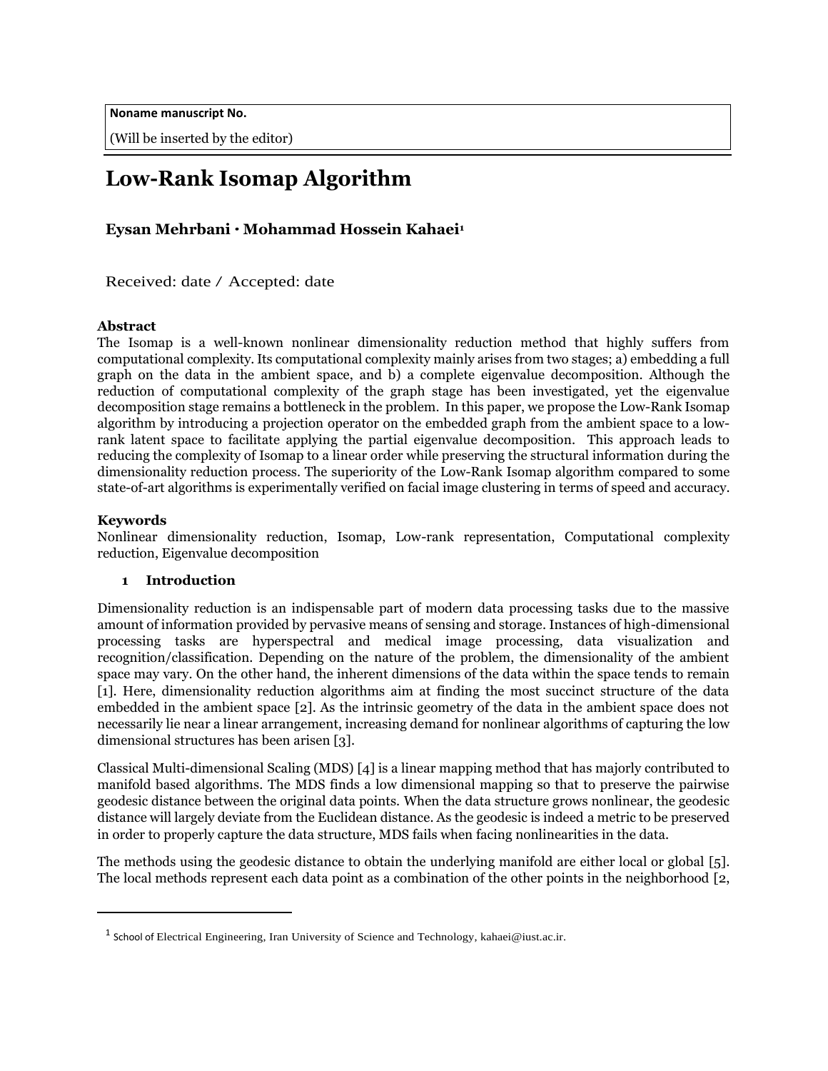**Noname manuscript No.**

(Will be inserted by the editor)

# Low-Rank Isomap Algorithm

**Eysan Mehrbani · Mohammad Hossein Kahaei**[1]

Received: date / Accepted: date

## Abstract

The Isomap is a well-known nonlinear dimensionality reduction method that highly suffers from computational complexity. Its computational complexity mainly arises from two stages; a) embedding a full graph on the data in the ambient space, and b) a complete eigenvalue decomposition. Although the reduction of computational complexity of the graph stage has been investigated, yet the eigenvalue decomposition stage remains a bottleneck in the problem. In this paper, we propose the Low-Rank Isomap algorithm by introducing a projection operator on the embedded graph from the ambient space to a low-rank latent space to facilitate applying the partial eigenvalue decomposition. This approach leads to reducing the complexity of Isomap to a linear order while preserving the structural information during the dimensionality reduction process. The superiority of the Low-Rank Isomap algorithm compared to some state-of-art algorithms is experimentally verified on facial image clustering in terms of speed and accuracy.

## Keywords

Nonlinear dimensionality reduction, Isomap, Low-rank representation, Computational complexity reduction, Eigenvalue decomposition

## 1 Introduction

Dimensionality reduction is an indispensable part of modern data processing tasks due to the massive amount of information provided by pervasive means of sensing and storage. Instances of high-dimensional processing tasks are hyperspectral and medical image processing, data visualization and recognition/classification. Depending on the nature of the problem, the dimensionality of the ambient space may vary. On the other hand, the inherent dimensions of the data within the space tends to remain [1]. Here, dimensionality reduction algorithms aim at finding the most succinct structure of the data embedded in the ambient space [2]. As the intrinsic geometry of the data in the ambient space does not necessarily lie near a linear arrangement, increasing demand for nonlinear algorithms of capturing the low dimensional structures has been arisen [3].

Classical Multi-dimensional Scaling (MDS) [4] is a linear mapping method that has majorly contributed to manifold based algorithms. The MDS finds a low dimensional mapping so that to preserve the pairwise geodesic distance between the original data points. When the data structure grows nonlinear, the geodesic distance will largely deviate from the Euclidean distance. As the geodesic is indeed a metric to be preserved in order to properly capture the data structure, MDS fails when facing nonlinearities in the data.

The methods using the geodesic distance to obtain the underlying manifold are either local or global [5]. The local methods represent each data point as a combination of the other points in the neighborhood [2,

---

[1] School of Electrical Engineering, Iran University of Science and Technology, kahaei@iust.ac.ir.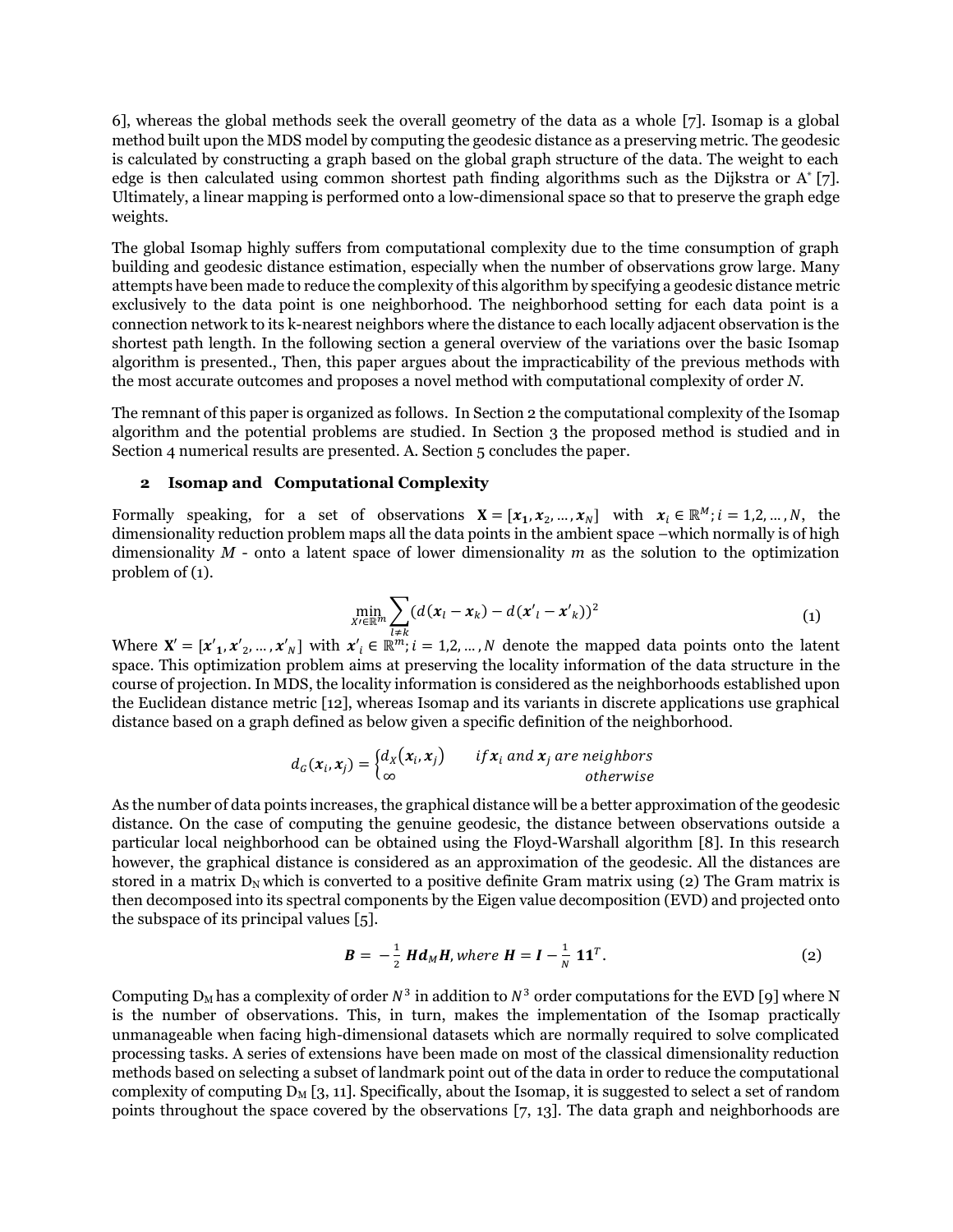6], whereas the global methods seek the overall geometry of the data as a whole [7]. Isomap is a global method built upon the MDS model by computing the geodesic distance as a preserving metric. The geodesic is calculated by constructing a graph based on the global graph structure of the data. The weight to each edge is then calculated using common shortest path finding algorithms such as the Dijkstra or A* [7]. Ultimately, a linear mapping is performed onto a low-dimensional space so that to preserve the graph edge weights.

The global Isomap highly suffers from computational complexity due to the time consumption of graph building and geodesic distance estimation, especially when the number of observations grow large. Many attempts have been made to reduce the complexity of this algorithm by specifying a geodesic distance metric exclusively to the data point is one neighborhood. The neighborhood setting for each data point is a connection network to its k-nearest neighbors where the distance to each locally adjacent observation is the shortest path length. In the following section a general overview of the variations over the basic Isomap algorithm is presented., Then, this paper argues about the impracticability of the previous methods with the most accurate outcomes and proposes a novel method with computational complexity of order $N$.

The remnant of this paper is organized as follows. In Section 2 the computational complexity of the Isomap algorithm and the potential problems are studied. In Section 3 the proposed method is studied and in Section 4 numerical results are presented. A. Section 5 concludes the paper.

## 2 Isomap and Computational Complexity

Formally speaking, for a set of observations $\mathbf{X} = [\boldsymbol{x}_1, \boldsymbol{x}_2, \dots, \boldsymbol{x}_N]$ with $\boldsymbol{x}_i \in \mathbb{R}^M; i = 1,2, \dots, N$, the dimensionality reduction problem maps all the data points in the ambient space –which normally is of high dimensionality $M$ - onto a latent space of lower dimensionality $m$ as the solution to the optimization problem of (1).

$$\min_{X' \in \mathbb{R}^m} \sum_{l \neq k} (d(\boldsymbol{x}_l - \boldsymbol{x}_k) - d(\boldsymbol{x}'_l - \boldsymbol{x}'_k))^2 \tag{1}$$

Where $\mathbf{X}' = [\boldsymbol{x}'_1, \boldsymbol{x}'_2, \dots, \boldsymbol{x}'_N]$ with $\boldsymbol{x}'_i \in \mathbb{R}^m; i = 1,2, \dots, N$ denote the mapped data points onto the latent space. This optimization problem aims at preserving the locality information of the data structure in the course of projection. In MDS, the locality information is considered as the neighborhoods established upon the Euclidean distance metric [12], whereas Isomap and its variants in discrete applications use graphical distance based on a graph defined as below given a specific definition of the neighborhood.

$$d_G(\boldsymbol{x}_i, \boldsymbol{x}_j) = \begin{cases} d_X(\boldsymbol{x}_i, \boldsymbol{x}_j) & if\, \boldsymbol{x}_i \text{ and } \boldsymbol{x}_j \text{ are neighbors} \\ \infty & otherwise \end{cases}$$

As the number of data points increases, the graphical distance will be a better approximation of the geodesic distance. On the case of computing the genuine geodesic, the distance between observations outside a particular local neighborhood can be obtained using the Floyd-Warshall algorithm [8]. In this research however, the graphical distance is considered as an approximation of the geodesic. All the distances are stored in a matrix $D_N$ which is converted to a positive definite Gram matrix using (2) The Gram matrix is then decomposed into its spectral components by the Eigen value decomposition (EVD) and projected onto the subspace of its principal values [5].

$$\boldsymbol{B} = -\frac{1}{2} \boldsymbol{H} \boldsymbol{d}_M \boldsymbol{H}, \text{ where } \boldsymbol{H} = \boldsymbol{I} - \frac{1}{N} \mathbf{1}\mathbf{1}^T. \tag{2}$$

Computing $D_M$ has a complexity of order $N^3$ in addition to $N^3$ order computations for the EVD [9] where N is the number of observations. This, in turn, makes the implementation of the Isomap practically unmanageable when facing high-dimensional datasets which are normally required to solve complicated processing tasks. A series of extensions have been made on most of the classical dimensionality reduction methods based on selecting a subset of landmark point out of the data in order to reduce the computational complexity of computing $D_M$ [3, 11]. Specifically, about the Isomap, it is suggested to select a set of random points throughout the space covered by the observations [7, 13]. The data graph and neighborhoods are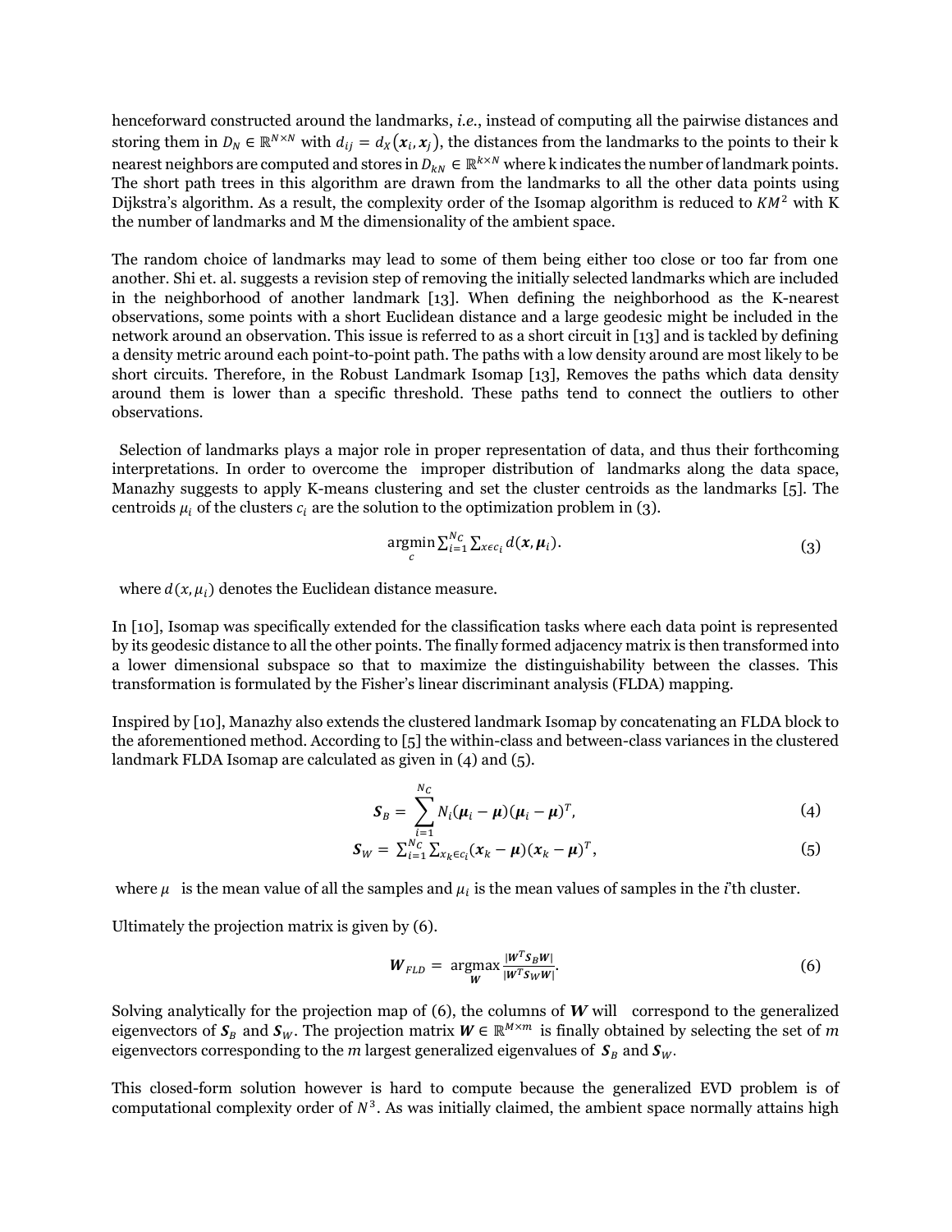henceforward constructed around the landmarks, *i.e.*, instead of computing all the pairwise distances and storing them in $D_N \in \mathbb{R}^{N\times N}$ with $d_{ij} = d_X(\boldsymbol{x}_i, \boldsymbol{x}_j)$, the distances from the landmarks to the points to their k nearest neighbors are computed and stores in $D_{kN} \in \mathbb{R}^{k\times N}$ where k indicates the number of landmark points. The short path trees in this algorithm are drawn from the landmarks to all the other data points using Dijkstra's algorithm. As a result, the complexity order of the Isomap algorithm is reduced to $KM^2$ with K the number of landmarks and M the dimensionality of the ambient space.

The random choice of landmarks may lead to some of them being either too close or too far from one another. Shi et. al. suggests a revision step of removing the initially selected landmarks which are included in the neighborhood of another landmark [13]. When defining the neighborhood as the K-nearest observations, some points with a short Euclidean distance and a large geodesic might be included in the network around an observation. This issue is referred to as a short circuit in [13] and is tackled by defining a density metric around each point-to-point path. The paths with a low density around are most likely to be short circuits. Therefore, in the Robust Landmark Isomap [13], Removes the paths which data density around them is lower than a specific threshold. These paths tend to connect the outliers to other observations.

Selection of landmarks plays a major role in proper representation of data, and thus their forthcoming interpretations. In order to overcome the improper distribution of landmarks along the data space, Manazhy suggests to apply K-means clustering and set the cluster centroids as the landmarks [5]. The centroids $\mu_i$ of the clusters $c_i$ are the solution to the optimization problem in (3).

$$\underset{c}{\operatorname{argmin}} \sum_{i=1}^{N_C} \sum_{x \epsilon c_i} d(\boldsymbol{x}, \boldsymbol{\mu}_i). \tag{3}$$

where $d(x, \mu_i)$ denotes the Euclidean distance measure.

In [10], Isomap was specifically extended for the classification tasks where each data point is represented by its geodesic distance to all the other points. The finally formed adjacency matrix is then transformed into a lower dimensional subspace so that to maximize the distinguishability between the classes. This transformation is formulated by the Fisher's linear discriminant analysis (FLDA) mapping.

Inspired by [10], Manazhy also extends the clustered landmark Isomap by concatenating an FLDA block to the aforementioned method. According to [5] the within-class and between-class variances in the clustered landmark FLDA Isomap are calculated as given in (4) and (5).

$$\boldsymbol{S}_B = \sum_{i=1}^{N_C} N_i(\boldsymbol{\mu}_i - \boldsymbol{\mu})(\boldsymbol{\mu}_i - \boldsymbol{\mu})^T, \tag{4}$$

$$\boldsymbol{S}_W = \sum_{i=1}^{N_C} \sum_{x_k \epsilon c_i} (\boldsymbol{x}_k - \boldsymbol{\mu})(\boldsymbol{x}_k - \boldsymbol{\mu})^T, \tag{5}$$

where $\mu$ is the mean value of all the samples and $\mu_i$ is the mean values of samples in the $i$'th cluster.

Ultimately the projection matrix is given by (6).

$$\boldsymbol{W}_{FLD} = \underset{\boldsymbol{W}}{\operatorname{argmax}} \frac{|\boldsymbol{W}^T \boldsymbol{S}_B \boldsymbol{W}|}{|\boldsymbol{W}^T \boldsymbol{S}_W \boldsymbol{W}|}. \tag{6}$$

Solving analytically for the projection map of (6), the columns of $\boldsymbol{W}$ will correspond to the generalized eigenvectors of $\boldsymbol{S}_B$ and $\boldsymbol{S}_W$. The projection matrix $\boldsymbol{W} \in \mathbb{R}^{M\times m}$ is finally obtained by selecting the set of $m$ eigenvectors corresponding to the $m$ largest generalized eigenvalues of $\boldsymbol{S}_B$ and $\boldsymbol{S}_W$.

This closed-form solution however is hard to compute because the generalized EVD problem is of computational complexity order of $N^3$. As was initially claimed, the ambient space normally attains high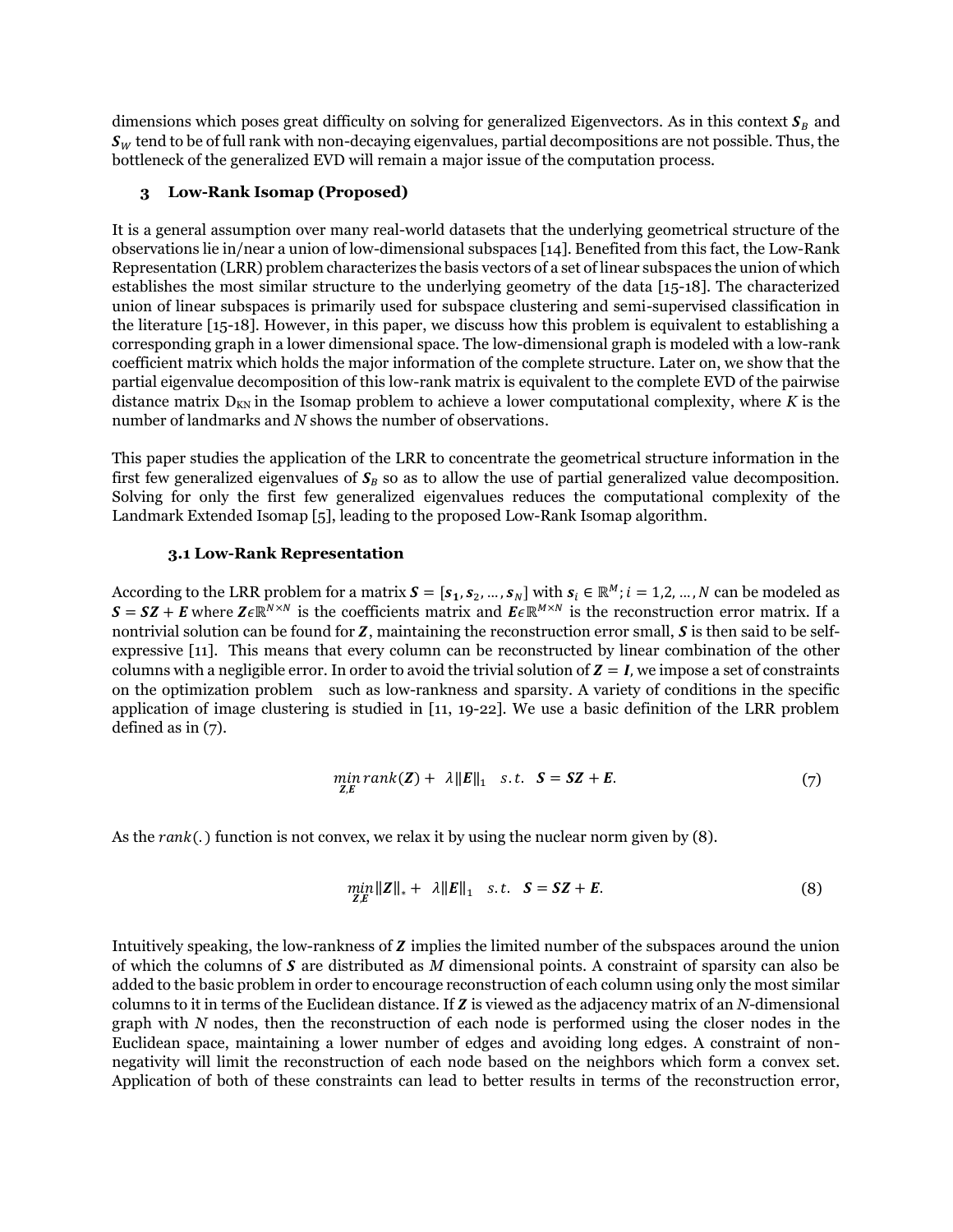dimensions which poses great difficulty on solving for generalized Eigenvectors. As in this context $\boldsymbol{S}_B$ and $\boldsymbol{S}_W$ tend to be of full rank with non-decaying eigenvalues, partial decompositions are not possible. Thus, the bottleneck of the generalized EVD will remain a major issue of the computation process.

## 3 Low-Rank Isomap (Proposed)

It is a general assumption over many real-world datasets that the underlying geometrical structure of the observations lie in/near a union of low-dimensional subspaces [14]. Benefited from this fact, the Low-Rank Representation (LRR) problem characterizes the basis vectors of a set of linear subspaces the union of which establishes the most similar structure to the underlying geometry of the data [15-18]. The characterized union of linear subspaces is primarily used for subspace clustering and semi-supervised classification in the literature [15-18]. However, in this paper, we discuss how this problem is equivalent to establishing a corresponding graph in a lower dimensional space. The low-dimensional graph is modeled with a low-rank coefficient matrix which holds the major information of the complete structure. Later on, we show that the partial eigenvalue decomposition of this low-rank matrix is equivalent to the complete EVD of the pairwise distance matrix $D_{KN}$ in the Isomap problem to achieve a lower computational complexity, where $K$ is the number of landmarks and $N$ shows the number of observations.

This paper studies the application of the LRR to concentrate the geometrical structure information in the first few generalized eigenvalues of $\boldsymbol{S}_B$ so as to allow the use of partial generalized value decomposition. Solving for only the first few generalized eigenvalues reduces the computational complexity of the Landmark Extended Isomap [5], leading to the proposed Low-Rank Isomap algorithm.

### 3.1 Low-Rank Representation

According to the LRR problem for a matrix $\boldsymbol{S} = [\boldsymbol{s}_1, \boldsymbol{s}_2, \ldots, \boldsymbol{s}_N]$ with $\boldsymbol{s}_i \in \mathbb{R}^M; i = 1,2, \ldots, N$ can be modeled as $\boldsymbol{S} = \boldsymbol{S}\boldsymbol{Z} + \boldsymbol{E}$ where $\boldsymbol{Z} \in \mathbb{R}^{N\times N}$ is the coefficients matrix and $\boldsymbol{E} \in \mathbb{R}^{M\times N}$ is the reconstruction error matrix. If a nontrivial solution can be found for $\boldsymbol{Z}$, maintaining the reconstruction error small, $\boldsymbol{S}$ is then said to be self-expressive [11]. This means that every column can be reconstructed by linear combination of the other columns with a negligible error. In order to avoid the trivial solution of $\boldsymbol{Z} = \boldsymbol{I}$, we impose a set of constraints on the optimization problem such as low-rankness and sparsity. A variety of conditions in the specific application of image clustering is studied in [11, 19-22]. We use a basic definition of the LRR problem defined as in (7).

$$\min_{\boldsymbol{Z},\boldsymbol{E}} rank(\boldsymbol{Z}) + \lambda \|\boldsymbol{E}\|_1 \quad s.t. \quad \boldsymbol{S} = \boldsymbol{S}\boldsymbol{Z} + \boldsymbol{E}. \tag{7}$$

As the $rank(.)$ function is not convex, we relax it by using the nuclear norm given by (8).

$$\min_{\boldsymbol{Z},\boldsymbol{E}} \|\boldsymbol{Z}\|_* + \lambda \|\boldsymbol{E}\|_1 \quad s.t. \quad \boldsymbol{S} = \boldsymbol{S}\boldsymbol{Z} + \boldsymbol{E}. \tag{8}$$

Intuitively speaking, the low-rankness of $\boldsymbol{Z}$ implies the limited number of the subspaces around the union of which the columns of $\boldsymbol{S}$ are distributed as $M$ dimensional points. A constraint of sparsity can also be added to the basic problem in order to encourage reconstruction of each column using only the most similar columns to it in terms of the Euclidean distance. If $\boldsymbol{Z}$ is viewed as the adjacency matrix of an $N$-dimensional graph with $N$ nodes, then the reconstruction of each node is performed using the closer nodes in the Euclidean space, maintaining a lower number of edges and avoiding long edges. A constraint of non-negativity will limit the reconstruction of each node based on the neighbors which form a convex set. Application of both of these constraints can lead to better results in terms of the reconstruction error,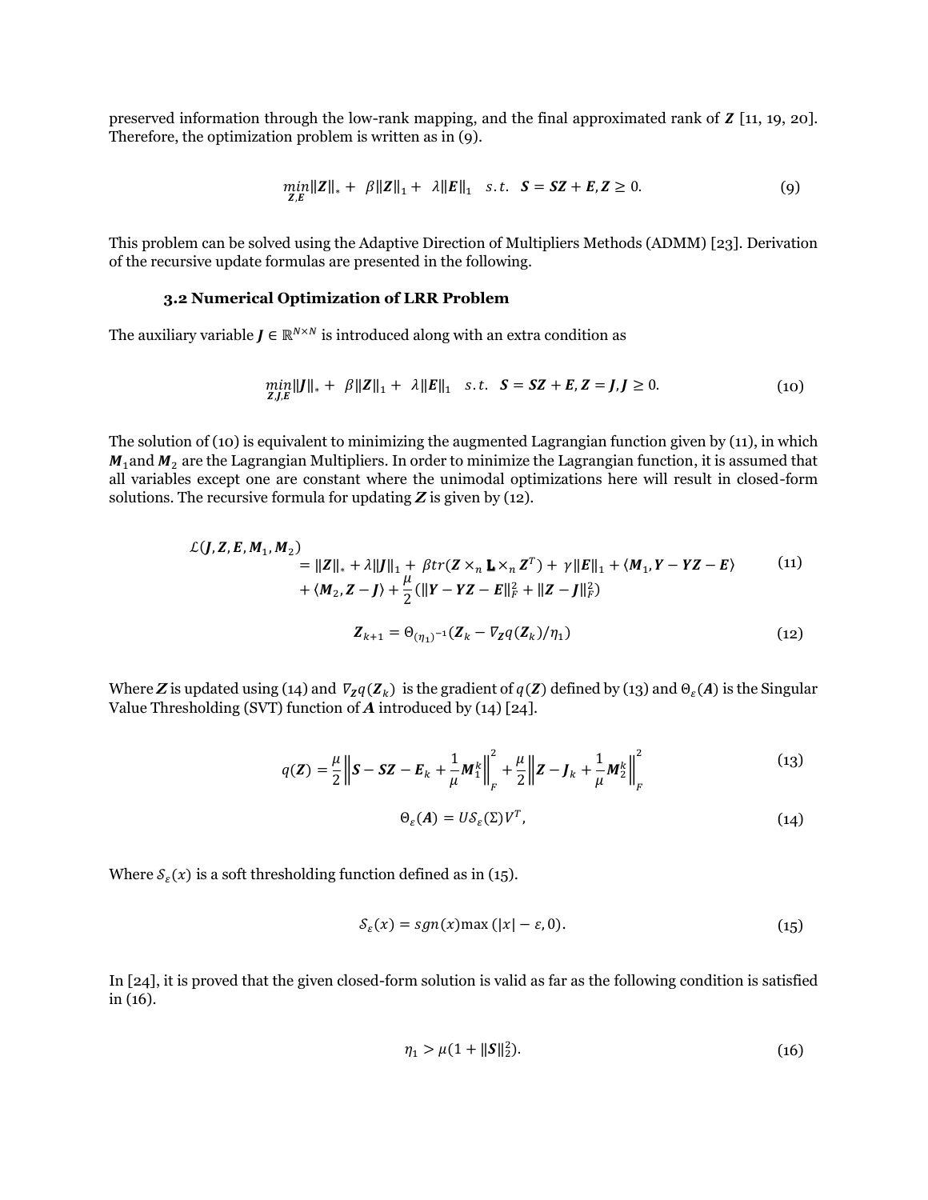preserved information through the low-rank mapping, and the final approximated rank of $\boldsymbol{Z}$ [11, 19, 20]. Therefore, the optimization problem is written as in (9).

$$\min_{\boldsymbol{Z},\boldsymbol{E}} \|\boldsymbol{Z}\|_* + \beta\|\boldsymbol{Z}\|_1 + \lambda\|\boldsymbol{E}\|_1 \quad s.t. \quad \boldsymbol{S} = \boldsymbol{S}\boldsymbol{Z} + \boldsymbol{E}, \boldsymbol{Z} \geq 0. \tag{9}$$

This problem can be solved using the Adaptive Direction of Multipliers Methods (ADMM) [23]. Derivation of the recursive update formulas are presented in the following.

### 3.2 Numerical Optimization of LRR Problem

The auxiliary variable $\boldsymbol{J} \in \mathbb{R}^{N\times N}$ is introduced along with an extra condition as

$$\min_{\boldsymbol{Z},\boldsymbol{J},\boldsymbol{E}} \|\boldsymbol{J}\|_* + \beta\|\boldsymbol{Z}\|_1 + \lambda\|\boldsymbol{E}\|_1 \quad s.t. \quad \boldsymbol{S} = \boldsymbol{S}\boldsymbol{Z} + \boldsymbol{E}, \boldsymbol{Z} = \boldsymbol{J}, \boldsymbol{J} \geq 0. \tag{10}$$

The solution of (10) is equivalent to minimizing the augmented Lagrangian function given by (11), in which $\boldsymbol{M}_1$ and $\boldsymbol{M}_2$ are the Lagrangian Multipliers. In order to minimize the Lagrangian function, it is assumed that all variables except one are constant where the unimodal optimizations here will result in closed-form solutions. The recursive formula for updating $\boldsymbol{Z}$ is given by (12).

$$\begin{aligned}\mathcal{L}(\boldsymbol{J}, \boldsymbol{Z}, \boldsymbol{E}, \boldsymbol{M}_1, \boldsymbol{M}_2) &= \|\boldsymbol{Z}\|_* + \lambda\|\boldsymbol{J}\|_1 + \beta tr(\boldsymbol{Z} \times_n \mathbf{L} \times_n \boldsymbol{Z}^T) + \gamma\|\boldsymbol{E}\|_1 + \langle \boldsymbol{M}_1, \boldsymbol{Y} - \boldsymbol{Y}\boldsymbol{Z} - \boldsymbol{E}\rangle \\ &+ \langle \boldsymbol{M}_2, \boldsymbol{Z} - \boldsymbol{J}\rangle + \frac{\mu}{2}(\|\boldsymbol{Y} - \boldsymbol{Y}\boldsymbol{Z} - \boldsymbol{E}\|_F^2 + \|\boldsymbol{Z} - \boldsymbol{J}\|_F^2)\end{aligned} \tag{11}$$

$$\boldsymbol{Z}_{k+1} = \Theta_{(\eta_1)^{-1}}(\boldsymbol{Z}_k - \nabla_{\boldsymbol{Z}} q(\boldsymbol{Z}_k)/\eta_1) \tag{12}$$

Where $\boldsymbol{Z}$ is updated using (14) and $\nabla_{\boldsymbol{Z}} q(\boldsymbol{Z}_k)$ is the gradient of $q(\boldsymbol{Z})$ defined by (13) and $\Theta_\varepsilon(\boldsymbol{A})$ is the Singular Value Thresholding (SVT) function of $\boldsymbol{A}$ introduced by (14) [24].

$$q(\boldsymbol{Z}) = \frac{\mu}{2}\left\|\boldsymbol{S} - \boldsymbol{S}\boldsymbol{Z} - \boldsymbol{E}_k + \frac{1}{\mu}\boldsymbol{M}_1^k\right\|_F^2 + \frac{\mu}{2}\left\|\boldsymbol{Z} - \boldsymbol{J}_k + \frac{1}{\mu}\boldsymbol{M}_2^k\right\|_F^2 \tag{13}$$

$$\Theta_\varepsilon(\boldsymbol{A}) = U\mathcal{S}_\varepsilon(\Sigma)V^T, \tag{14}$$

Where $\mathcal{S}_\varepsilon(x)$ is a soft thresholding function defined as in (15).

$$\mathcal{S}_\varepsilon(x) = sgn(x)\max(|x| - \varepsilon, 0). \tag{15}$$

In [24], it is proved that the given closed-form solution is valid as far as the following condition is satisfied in (16).

$$\eta_1 > \mu(1 + \|\boldsymbol{S}\|_2^2). \tag{16}$$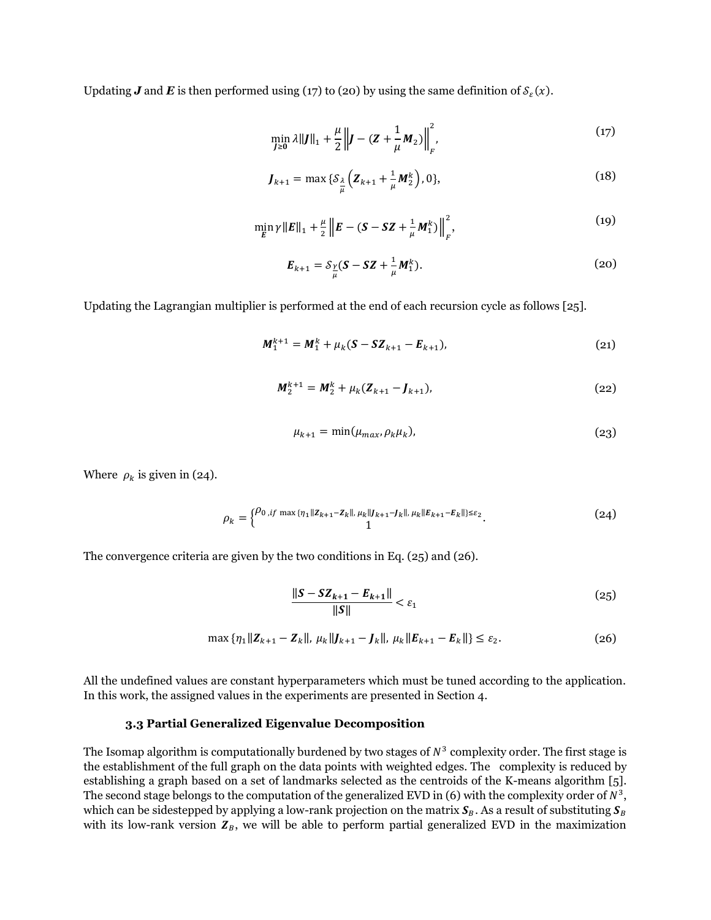Updating $\boldsymbol{J}$ and $\boldsymbol{E}$ is then performed using (17) to (20) by using the same definition of $\mathcal{S}_{\varepsilon}(x)$.

$$\min_{\boldsymbol{J}\geq\boldsymbol{0}} \lambda\|\boldsymbol{J}\|_1 + \frac{\mu}{2}\left\|\boldsymbol{J} - (\boldsymbol{Z} + \frac{1}{\mu}\boldsymbol{M}_2)\right\|_F^2, \tag{17}$$

$$\boldsymbol{J}_{k+1} = \max\{\mathcal{S}_{\frac{\lambda}{\mu}}\left(\boldsymbol{Z}_{k+1} + \frac{1}{\mu}\boldsymbol{M}_2^k\right), 0\}, \tag{18}$$

$$\min_{\boldsymbol{E}} \gamma\|\boldsymbol{E}\|_1 + \frac{\mu}{2}\left\|\boldsymbol{E} - (\boldsymbol{S} - \boldsymbol{S}\boldsymbol{Z} + \frac{1}{\mu}\boldsymbol{M}_1^k)\right\|_F^2, \tag{19}$$

$$\boldsymbol{E}_{k+1} = \mathcal{S}_{\frac{\gamma}{\mu}}(\boldsymbol{S} - \boldsymbol{S}\boldsymbol{Z} + \frac{1}{\mu}\boldsymbol{M}_1^k). \tag{20}$$

Updating the Lagrangian multiplier is performed at the end of each recursion cycle as follows [25].

$$\boldsymbol{M}_1^{k+1} = \boldsymbol{M}_1^k + \mu_k(\boldsymbol{S} - \boldsymbol{S}\boldsymbol{Z}_{k+1} - \boldsymbol{E}_{k+1}), \tag{21}$$

$$\boldsymbol{M}_2^{k+1} = \boldsymbol{M}_2^k + \mu_k(\boldsymbol{Z}_{k+1} - \boldsymbol{J}_{k+1}), \tag{22}$$

$$\mu_{k+1} = \min(\mu_{max}, \rho_k\mu_k), \tag{23}$$

Where $\rho_k$ is given in (24).

$$\rho_k = \begin{cases} \rho_0, if \ \max\{\eta_1\|\boldsymbol{Z}_{k+1} - \boldsymbol{Z}_k\|, \mu_k\|\boldsymbol{J}_{k+1} - \boldsymbol{J}_k\|, \mu_k\|\boldsymbol{E}_{k+1} - \boldsymbol{E}_k\|\} \leq \varepsilon_2 \\ 1 \end{cases}. \tag{24}$$

The convergence criteria are given by the two conditions in Eq. (25) and (26).

$$\frac{\|\boldsymbol{S} - \boldsymbol{S}\boldsymbol{Z}_{k+1} - \boldsymbol{E}_{k+1}\|}{\|\boldsymbol{S}\|} < \varepsilon_1 \tag{25}$$

$$\max\{\eta_1\|\boldsymbol{Z}_{k+1} - \boldsymbol{Z}_k\|, \ \mu_k\|\boldsymbol{J}_{k+1} - \boldsymbol{J}_k\|, \ \mu_k\|\boldsymbol{E}_{k+1} - \boldsymbol{E}_k\|\} \leq \varepsilon_2. \tag{26}$$

All the undefined values are constant hyperparameters which must be tuned according to the application. In this work, the assigned values in the experiments are presented in Section 4.

### 3.3 Partial Generalized Eigenvalue Decomposition

The Isomap algorithm is computationally burdened by two stages of $N^3$ complexity order. The first stage is the establishment of the full graph on the data points with weighted edges. The complexity is reduced by establishing a graph based on a set of landmarks selected as the centroids of the K-means algorithm [5]. The second stage belongs to the computation of the generalized EVD in (6) with the complexity order of $N^3$, which can be sidestepped by applying a low-rank projection on the matrix $\boldsymbol{S}_B$. As a result of substituting $\boldsymbol{S}_B$ with its low-rank version $\boldsymbol{Z}_B$, we will be able to perform partial generalized EVD in the maximization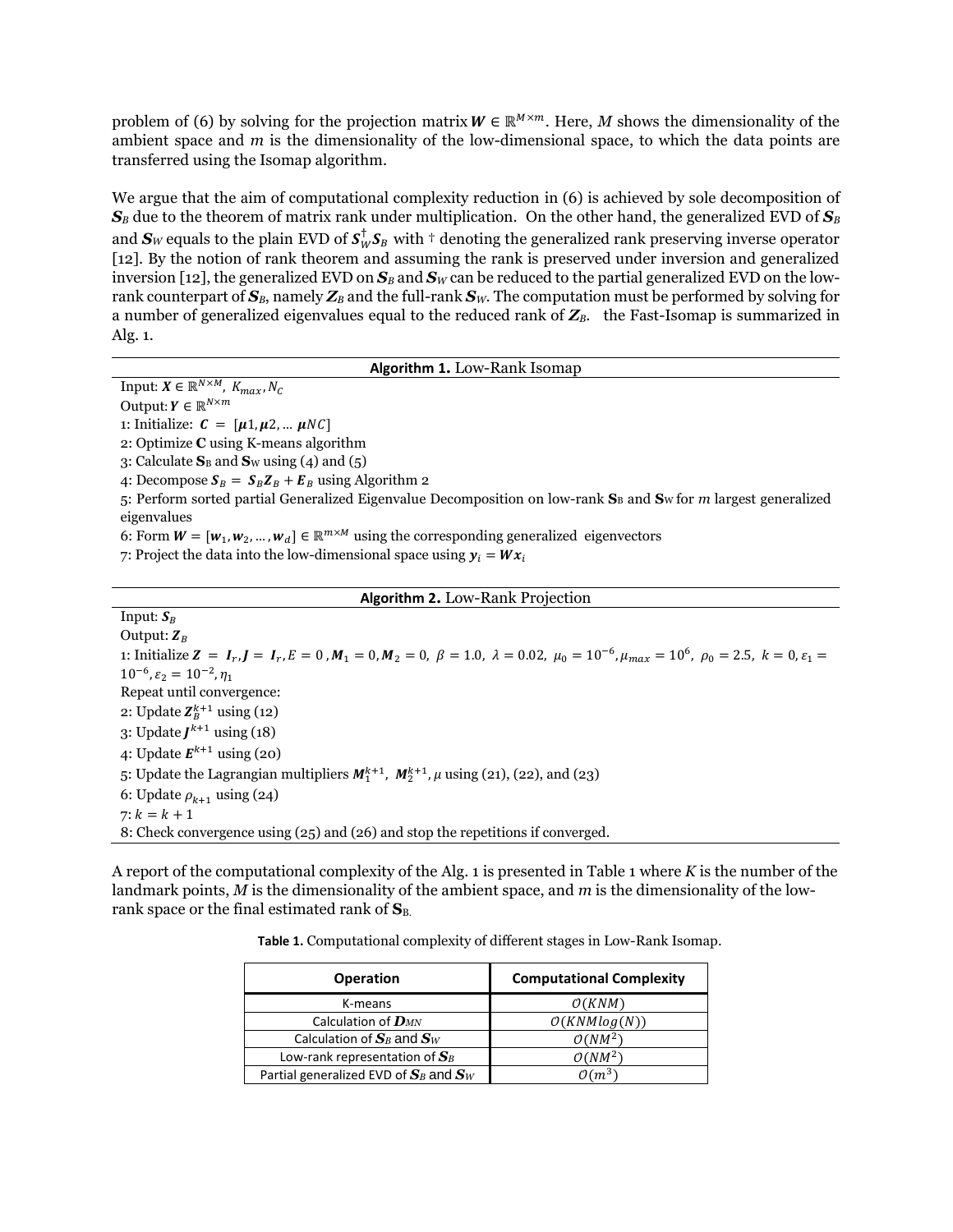problem of (6) by solving for the projection matrix $\boldsymbol{W} \in \mathbb{R}^{M\times m}$. Here, $M$ shows the dimensionality of the ambient space and $m$ is the dimensionality of the low-dimensional space, to which the data points are transferred using the Isomap algorithm.

We argue that the aim of computational complexity reduction in (6) is achieved by sole decomposition of $\boldsymbol{S}_B$ due to the theorem of matrix rank under multiplication. On the other hand, the generalized EVD of $\boldsymbol{S}_B$ and $\boldsymbol{S}_W$ equals to the plain EVD of $\boldsymbol{S}_W^{\dagger}\boldsymbol{S}_B$ with $\dagger$ denoting the generalized rank preserving inverse operator [12]. By the notion of rank theorem and assuming the rank is preserved under inversion and generalized inversion [12], the generalized EVD on $\boldsymbol{S}_B$ and $\boldsymbol{S}_W$ can be reduced to the partial generalized EVD on the low-rank counterpart of $\boldsymbol{S}_B$, namely $\boldsymbol{Z}_B$ and the full-rank $\boldsymbol{S}_W$. The computation must be performed by solving for a number of generalized eigenvalues equal to the reduced rank of $\boldsymbol{Z}_B$. the Fast-Isomap is summarized in Alg. 1.

**Algorithm 1.** Low-Rank Isomap

Input: $\boldsymbol{X} \in \mathbb{R}^{N\times M},\ K_{max}, N_C$
Output: $\boldsymbol{Y} \in \mathbb{R}^{N\times m}$
1: Initialize: $\boldsymbol{C} = [\boldsymbol{\mu}1, \boldsymbol{\mu}2, \dots \boldsymbol{\mu}NC]$
2: Optimize $\mathbf{C}$ using K-means algorithm
3: Calculate $\mathbf{S}_B$ and $\mathbf{S}_W$ using (4) and (5)
4: Decompose $\boldsymbol{S}_B = \boldsymbol{S}_B\boldsymbol{Z}_B + \boldsymbol{E}_B$ using Algorithm 2
5: Perform sorted partial Generalized Eigenvalue Decomposition on low-rank $\mathbf{S}_B$ and $\mathbf{S}_W$ for $m$ largest generalized eigenvalues
6: Form $\boldsymbol{W} = [\boldsymbol{w}_1, \boldsymbol{w}_2, \dots, \boldsymbol{w}_d] \in \mathbb{R}^{m\times M}$ using the corresponding generalized eigenvectors
7: Project the data into the low-dimensional space using $\boldsymbol{y}_i = \boldsymbol{W}\boldsymbol{x}_i$

**Algorithm 2.** Low-Rank Projection

Input: $\boldsymbol{S}_B$
Output: $\boldsymbol{Z}_B$
1: Initialize $\boldsymbol{Z} = \boldsymbol{I}_r, \boldsymbol{J} = \boldsymbol{I}_r, E = 0, \boldsymbol{M}_1 = 0, \boldsymbol{M}_2 = 0,\ \beta = 1.0,\ \lambda = 0.02,\ \mu_0 = 10^{-6}, \mu_{max} = 10^{6},\ \rho_0 = 2.5,\ k = 0, \varepsilon_1 = 10^{-6}, \varepsilon_2 = 10^{-2}, \eta_1$
Repeat until convergence:
2: Update $\boldsymbol{Z}_B^{k+1}$ using (12)
3: Update $\boldsymbol{J}^{k+1}$ using (18)
4: Update $\boldsymbol{E}^{k+1}$ using (20)
5: Update the Lagrangian multipliers $\boldsymbol{M}_1^{k+1},\ \boldsymbol{M}_2^{k+1}, \mu$ using (21), (22), and (23)
6: Update $\rho_{k+1}$ using (24)
7: $k = k + 1$
8: Check convergence using (25) and (26) and stop the repetitions if converged.

A report of the computational complexity of the Alg. 1 is presented in Table 1 where $K$ is the number of the landmark points, $M$ is the dimensionality of the ambient space, and $m$ is the dimensionality of the low-rank space or the final estimated rank of $\mathbf{S}_B$.

**Table 1.** Computational complexity of different stages in Low-Rank Isomap.

| Operation | Computational Complexity |
|---|---|
| K-means | $O(KNM)$ |
| Calculation of $\boldsymbol{D}_{MN}$ | $O(KNMlog(N))$ |
| Calculation of $\boldsymbol{S}_B$ and $\boldsymbol{S}_W$ | $O(NM^2)$ |
| Low-rank representation of $\boldsymbol{S}_B$ | $O(NM^2)$ |
| Partial generalized EVD of $\boldsymbol{S}_B$ and $\boldsymbol{S}_W$ | $O(m^3)$ |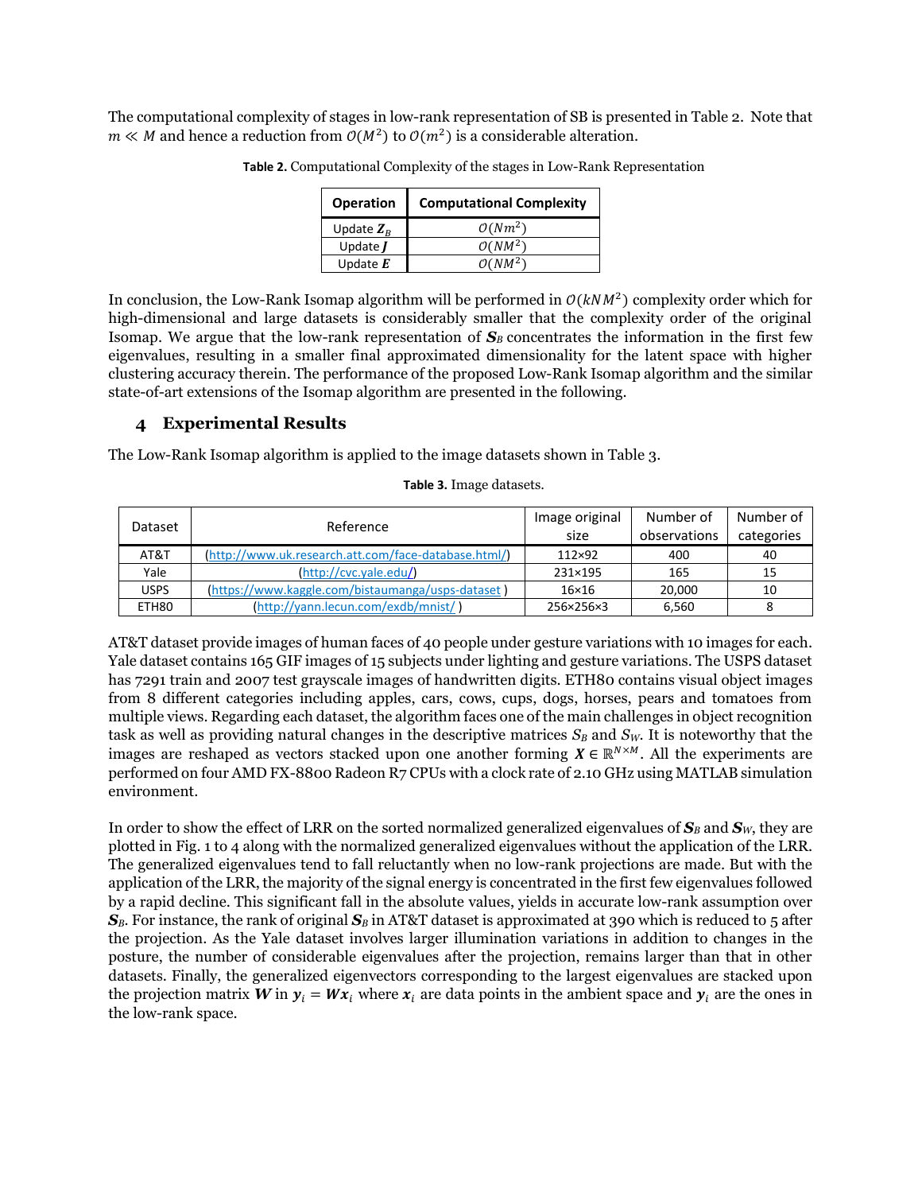The computational complexity of stages in low-rank representation of SB is presented in Table 2. Note that $m \ll M$ and hence a reduction from $\mathcal{O}(M^2)$ to $\mathcal{O}(m^2)$ is a considerable alteration.

**Table 2.** Computational Complexity of the stages in Low-Rank Representation

| Operation | Computational Complexity |
|---|---|
| Update $\boldsymbol{Z}_B$ | $\mathcal{O}(Nm^2)$ |
| Update $\boldsymbol{J}$ | $\mathcal{O}(NM^2)$ |
| Update $\boldsymbol{E}$ | $\mathcal{O}(NM^2)$ |

In conclusion, the Low-Rank Isomap algorithm will be performed in $\mathcal{O}(kNM^2)$ complexity order which for high-dimensional and large datasets is considerably smaller that the complexity order of the original Isomap. We argue that the low-rank representation of $\boldsymbol{S}_B$ concentrates the information in the first few eigenvalues, resulting in a smaller final approximated dimensionality for the latent space with higher clustering accuracy therein. The performance of the proposed Low-Rank Isomap algorithm and the similar state-of-art extensions of the Isomap algorithm are presented in the following.

## 4 Experimental Results

The Low-Rank Isomap algorithm is applied to the image datasets shown in Table 3.

**Table 3.** Image datasets.

| Dataset | Reference | Image original size | Number of observations | Number of categories |
|---|---|---|---|---|
| AT&T | (http://www.uk.research.att.com/face-database.html/) | 112×92 | 400 | 40 |
| Yale | (http://cvc.yale.edu/) | 231×195 | 165 | 15 |
| USPS | (https://www.kaggle.com/bistaumanga/usps-dataset ) | 16×16 | 20,000 | 10 |
| ETH80 | (http://yann.lecun.com/exdb/mnist/ ) | 256×256×3 | 6,560 | 8 |

AT&T dataset provide images of human faces of 40 people under gesture variations with 10 images for each. Yale dataset contains 165 GIF images of 15 subjects under lighting and gesture variations. The USPS dataset has 7291 train and 2007 test grayscale images of handwritten digits. ETH80 contains visual object images from 8 different categories including apples, cars, cows, cups, dogs, horses, pears and tomatoes from multiple views. Regarding each dataset, the algorithm faces one of the main challenges in object recognition task as well as providing natural changes in the descriptive matrices $S_B$ and $S_W$. It is noteworthy that the images are reshaped as vectors stacked upon one another forming $\boldsymbol{X} \in \mathbb{R}^{N \times M}$. All the experiments are performed on four AMD FX-8800 Radeon R7 CPUs with a clock rate of 2.10 GHz using MATLAB simulation environment.

In order to show the effect of LRR on the sorted normalized generalized eigenvalues of $\boldsymbol{S}_B$ and $\boldsymbol{S}_W$, they are plotted in Fig. 1 to 4 along with the normalized generalized eigenvalues without the application of the LRR. The generalized eigenvalues tend to fall reluctantly when no low-rank projections are made. But with the application of the LRR, the majority of the signal energy is concentrated in the first few eigenvalues followed by a rapid decline. This significant fall in the absolute values, yields in accurate low-rank assumption over $\boldsymbol{S}_B$. For instance, the rank of original $\boldsymbol{S}_B$ in AT&T dataset is approximated at 390 which is reduced to 5 after the projection. As the Yale dataset involves larger illumination variations in addition to changes in the posture, the number of considerable eigenvalues after the projection, remains larger than that in other datasets. Finally, the generalized eigenvectors corresponding to the largest eigenvalues are stacked upon the projection matrix $\boldsymbol{W}$ in $\boldsymbol{y}_i = \boldsymbol{W}\boldsymbol{x}_i$ where $\boldsymbol{x}_i$ are data points in the ambient space and $\boldsymbol{y}_i$ are the ones in the low-rank space.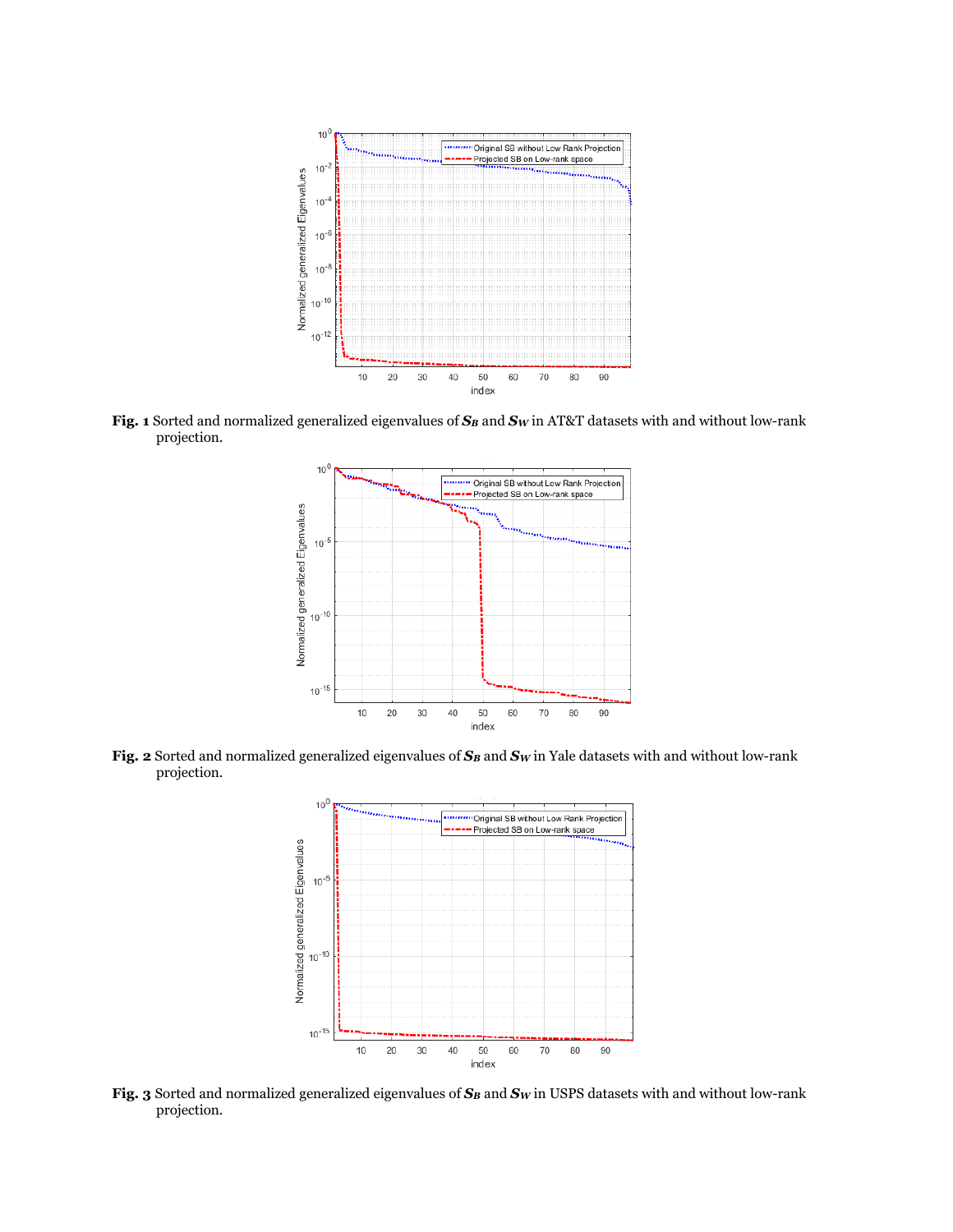**Fig. 1** Sorted and normalized generalized eigenvalues of $\boldsymbol{S_B}$ and $\boldsymbol{S_W}$ in AT&T datasets with and without low-rank projection.

**Fig. 2** Sorted and normalized generalized eigenvalues of $\boldsymbol{S_B}$ and $\boldsymbol{S_W}$ in Yale datasets with and without low-rank projection.

**Fig. 3** Sorted and normalized generalized eigenvalues of $\boldsymbol{S_B}$ and $\boldsymbol{S_W}$ in USPS datasets with and without low-rank projection.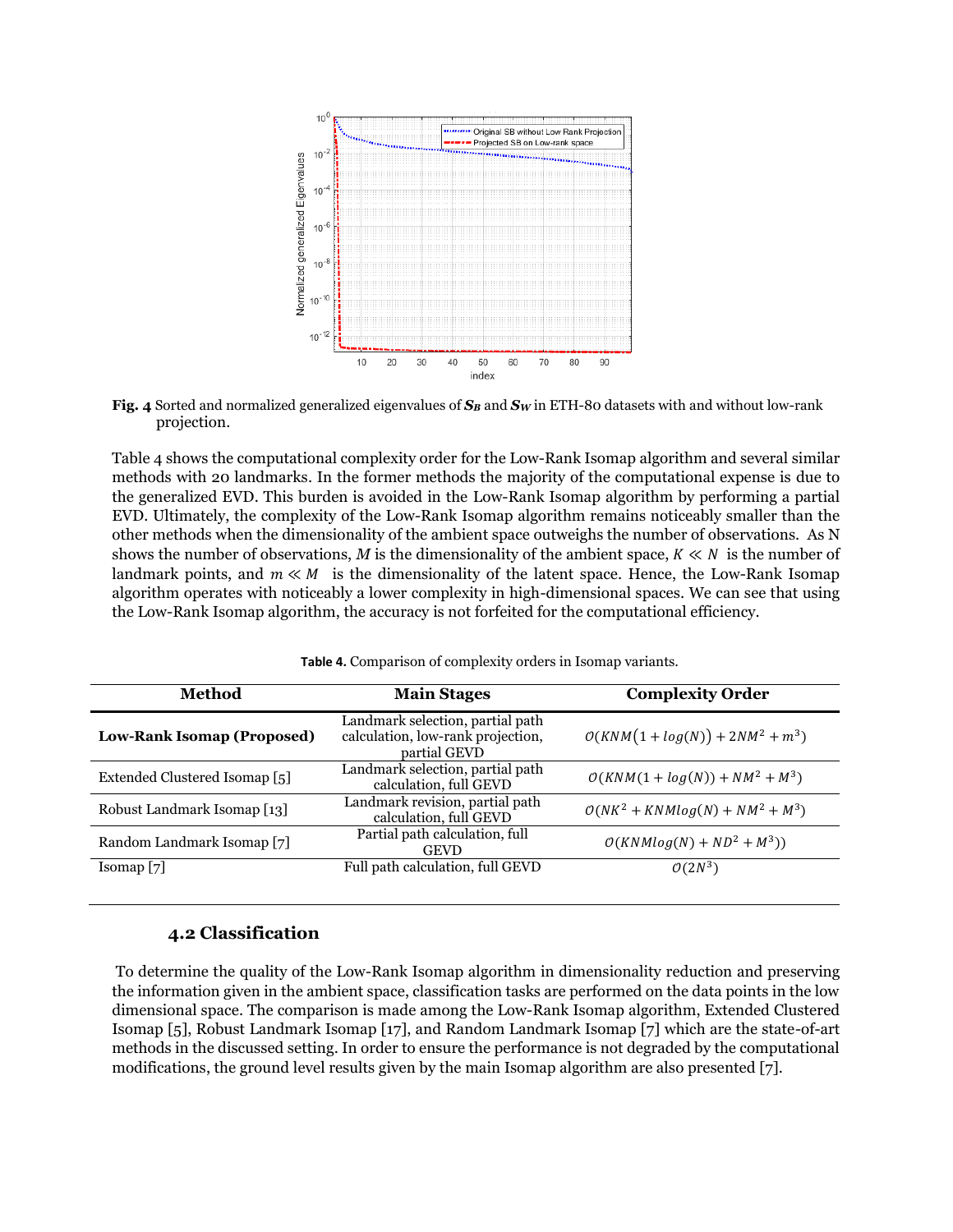**Fig. 4** Sorted and normalized generalized eigenvalues of $\boldsymbol{S_B}$ and $\boldsymbol{S_W}$ in ETH-80 datasets with and without low-rank projection.

Table 4 shows the computational complexity order for the Low-Rank Isomap algorithm and several similar methods with 20 landmarks. In the former methods the majority of the computational expense is due to the generalized EVD. This burden is avoided in the Low-Rank Isomap algorithm by performing a partial EVD. Ultimately, the complexity of the Low-Rank Isomap algorithm remains noticeably smaller than the other methods when the dimensionality of the ambient space outweighs the number of observations. As N shows the number of observations, $M$ is the dimensionality of the ambient space, $K \ll N$ is the number of landmark points, and $m \ll M$ is the dimensionality of the latent space. Hence, the Low-Rank Isomap algorithm operates with noticeably a lower complexity in high-dimensional spaces. We can see that using the Low-Rank Isomap algorithm, the accuracy is not forfeited for the computational efficiency.

**Table 4.** Comparison of complexity orders in Isomap variants.

| Method | Main Stages | Complexity Order |
|---|---|---|
| **Low-Rank Isomap (Proposed)** | Landmark selection, partial path calculation, low-rank projection, partial GEVD | $\mathcal{O}(KNM(1+log(N))+2NM^2+m^3)$ |
| Extended Clustered Isomap [5] | Landmark selection, partial path calculation, full GEVD | $\mathcal{O}(KNM(1+log(N))+NM^2+M^3)$ |
| Robust Landmark Isomap [13] | Landmark revision, partial path calculation, full GEVD | $\mathcal{O}(NK^2+KNMlog(N)+NM^2+M^3)$ |
| Random Landmark Isomap [7] | Partial path calculation, full GEVD | $\mathcal{O}(KNMlog(N)+ND^2+M^3))$ |
| Isomap [7] | Full path calculation, full GEVD | $\mathcal{O}(2N^3)$ |

### 4.2 Classification

To determine the quality of the Low-Rank Isomap algorithm in dimensionality reduction and preserving the information given in the ambient space, classification tasks are performed on the data points in the low dimensional space. The comparison is made among the Low-Rank Isomap algorithm, Extended Clustered Isomap [5], Robust Landmark Isomap [17], and Random Landmark Isomap [7] which are the state-of-art methods in the discussed setting. In order to ensure the performance is not degraded by the computational modifications, the ground level results given by the main Isomap algorithm are also presented [7].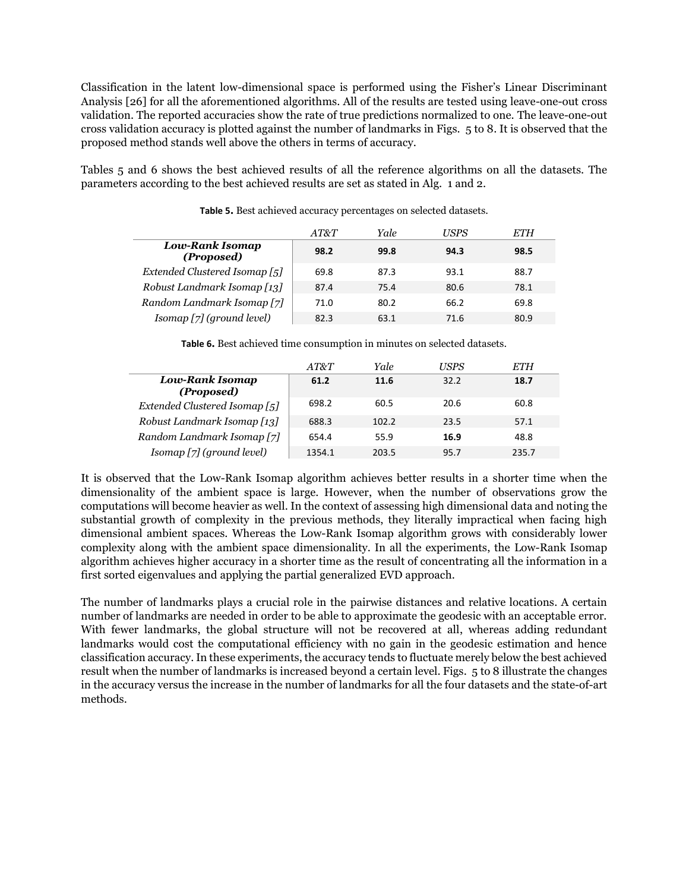Classification in the latent low-dimensional space is performed using the Fisher's Linear Discriminant Analysis [26] for all the aforementioned algorithms. All of the results are tested using leave-one-out cross validation. The reported accuracies show the rate of true predictions normalized to one. The leave-one-out cross validation accuracy is plotted against the number of landmarks in Figs. 5 to 8. It is observed that the proposed method stands well above the others in terms of accuracy.

Tables 5 and 6 shows the best achieved results of all the reference algorithms on all the datasets. The parameters according to the best achieved results are set as stated in Alg. 1 and 2.

**Table 5.** Best achieved accuracy percentages on selected datasets.

| | *AT&T* | *Yale* | *USPS* | *ETH* |
|---|---|---|---|---|
| ***Low-Rank Isomap (Proposed)*** | **98.2** | **99.8** | **94.3** | **98.5** |
| *Extended Clustered Isomap [5]* | 69.8 | 87.3 | 93.1 | 88.7 |
| *Robust Landmark Isomap [13]* | 87.4 | 75.4 | 80.6 | 78.1 |
| *Random Landmark Isomap [7]* | 71.0 | 80.2 | 66.2 | 69.8 |
| *Isomap [7] (ground level)* | 82.3 | 63.1 | 71.6 | 80.9 |

**Table 6.** Best achieved time consumption in minutes on selected datasets.

| | *AT&T* | *Yale* | *USPS* | *ETH* |
|---|---|---|---|---|
| ***Low-Rank Isomap (Proposed)*** | **61.2** | **11.6** | 32.2 | **18.7** |
| *Extended Clustered Isomap [5]* | 698.2 | 60.5 | 20.6 | 60.8 |
| *Robust Landmark Isomap [13]* | 688.3 | 102.2 | 23.5 | 57.1 |
| *Random Landmark Isomap [7]* | 654.4 | 55.9 | **16.9** | 48.8 |
| *Isomap [7] (ground level)* | 1354.1 | 203.5 | 95.7 | 235.7 |

It is observed that the Low-Rank Isomap algorithm achieves better results in a shorter time when the dimensionality of the ambient space is large. However, when the number of observations grow the computations will become heavier as well. In the context of assessing high dimensional data and noting the substantial growth of complexity in the previous methods, they literally impractical when facing high dimensional ambient spaces. Whereas the Low-Rank Isomap algorithm grows with considerably lower complexity along with the ambient space dimensionality. In all the experiments, the Low-Rank Isomap algorithm achieves higher accuracy in a shorter time as the result of concentrating all the information in a first sorted eigenvalues and applying the partial generalized EVD approach.

The number of landmarks plays a crucial role in the pairwise distances and relative locations. A certain number of landmarks are needed in order to be able to approximate the geodesic with an acceptable error. With fewer landmarks, the global structure will not be recovered at all, whereas adding redundant landmarks would cost the computational efficiency with no gain in the geodesic estimation and hence classification accuracy. In these experiments, the accuracy tends to fluctuate merely below the best achieved result when the number of landmarks is increased beyond a certain level. Figs. 5 to 8 illustrate the changes in the accuracy versus the increase in the number of landmarks for all the four datasets and the state-of-art methods.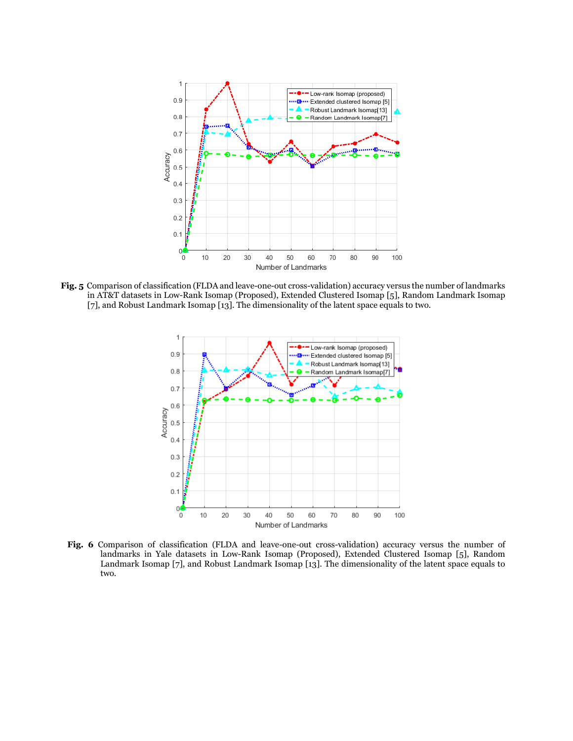**Fig. 5** Comparison of classification (FLDA and leave-one-out cross-validation) accuracy versus the number of landmarks in AT&T datasets in Low-Rank Isomap (Proposed), Extended Clustered Isomap [5], Random Landmark Isomap [7], and Robust Landmark Isomap [13]. The dimensionality of the latent space equals to two.

**Fig. 6** Comparison of classification (FLDA and leave-one-out cross-validation) accuracy versus the number of landmarks in Yale datasets in Low-Rank Isomap (Proposed), Extended Clustered Isomap [5], Random Landmark Isomap [7], and Robust Landmark Isomap [13]. The dimensionality of the latent space equals to two.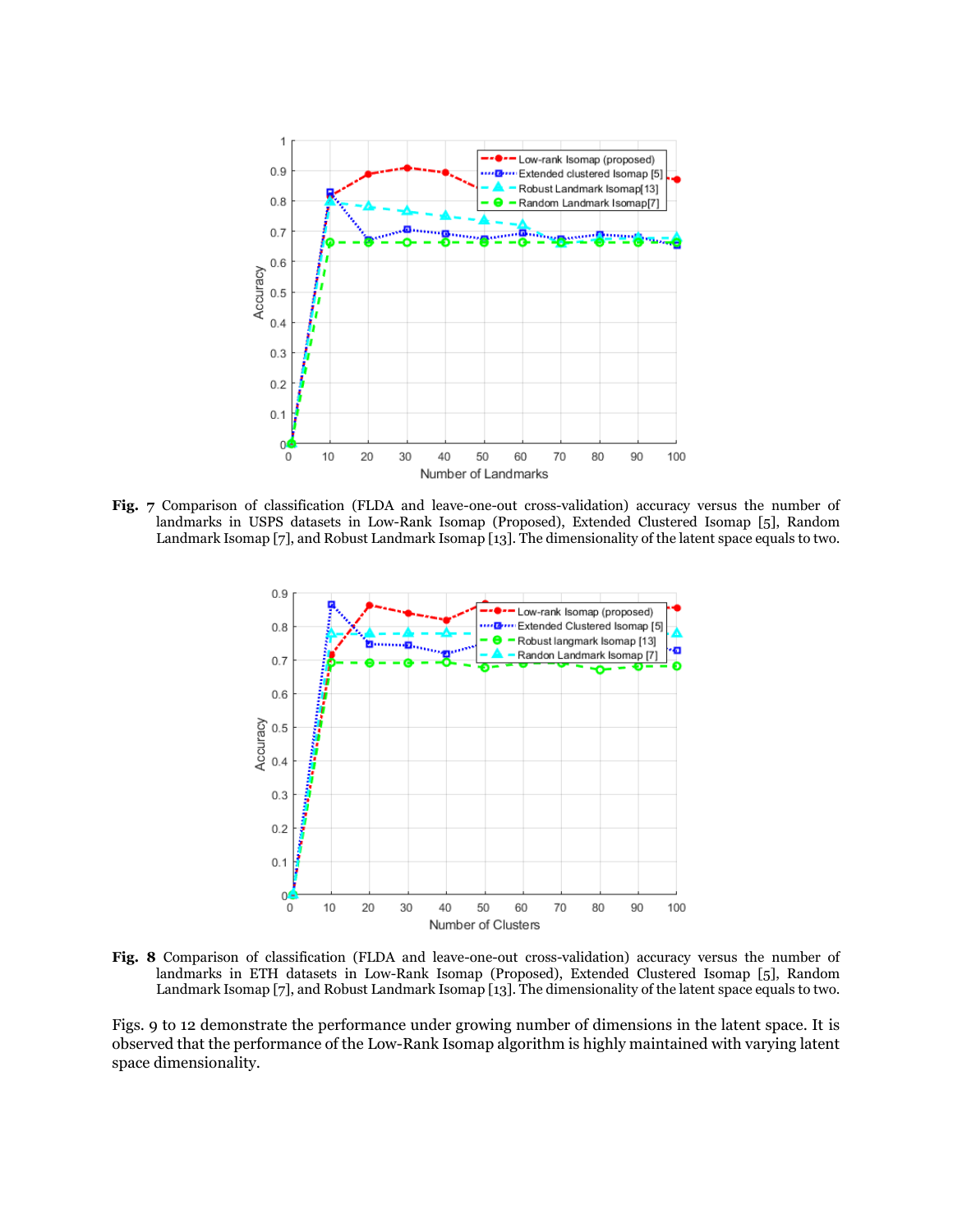**Fig. 7** Comparison of classification (FLDA and leave-one-out cross-validation) accuracy versus the number of landmarks in USPS datasets in Low-Rank Isomap (Proposed), Extended Clustered Isomap [5], Random Landmark Isomap [7], and Robust Landmark Isomap [13]. The dimensionality of the latent space equals to two.

**Fig. 8** Comparison of classification (FLDA and leave-one-out cross-validation) accuracy versus the number of landmarks in ETH datasets in Low-Rank Isomap (Proposed), Extended Clustered Isomap [5], Random Landmark Isomap [7], and Robust Landmark Isomap [13]. The dimensionality of the latent space equals to two.

Figs. 9 to 12 demonstrate the performance under growing number of dimensions in the latent space. It is observed that the performance of the Low-Rank Isomap algorithm is highly maintained with varying latent space dimensionality.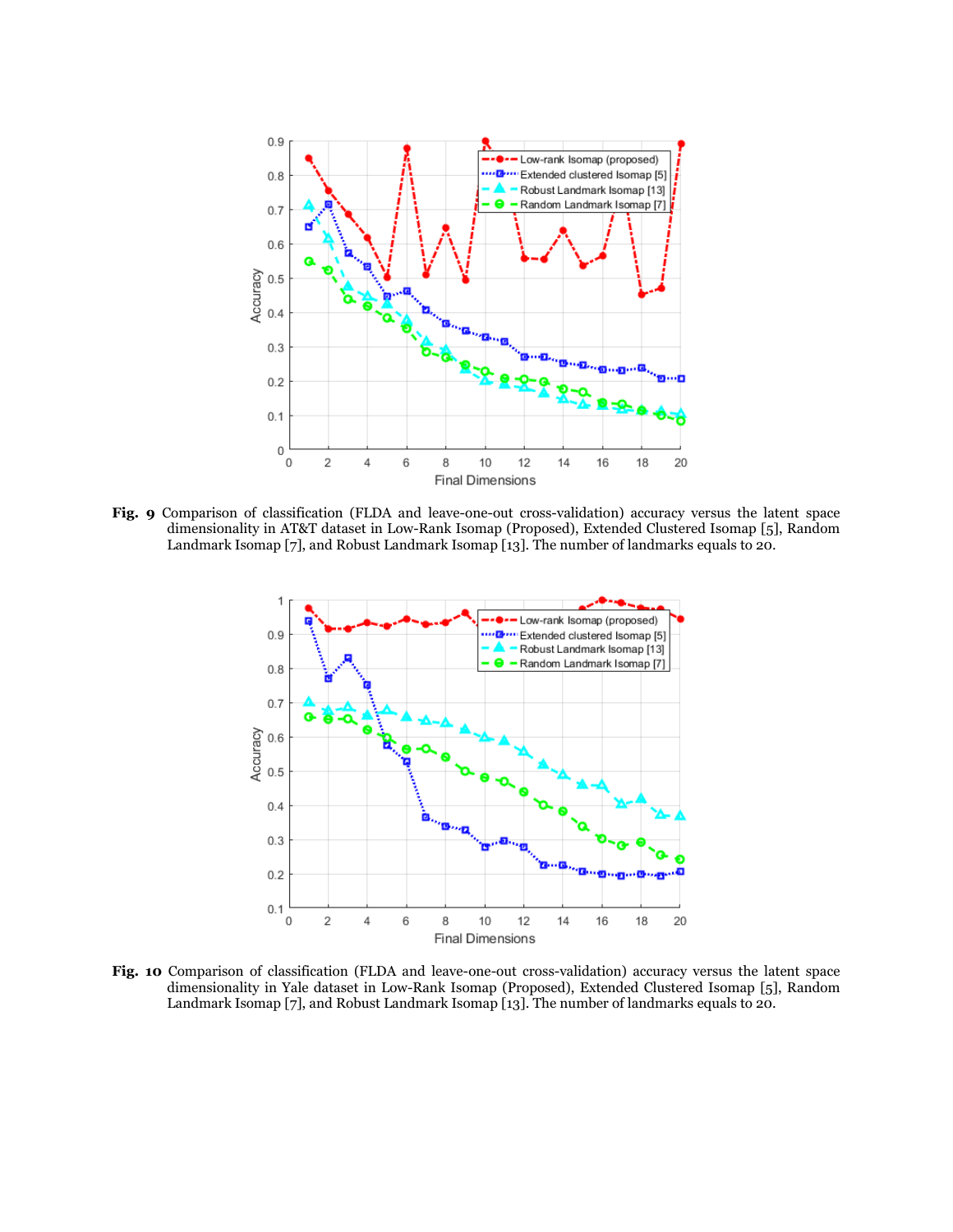**Fig. 9** Comparison of classification (FLDA and leave-one-out cross-validation) accuracy versus the latent space dimensionality in AT&T dataset in Low-Rank Isomap (Proposed), Extended Clustered Isomap [5], Random Landmark Isomap [7], and Robust Landmark Isomap [13]. The number of landmarks equals to 20.

**Fig. 10** Comparison of classification (FLDA and leave-one-out cross-validation) accuracy versus the latent space dimensionality in Yale dataset in Low-Rank Isomap (Proposed), Extended Clustered Isomap [5], Random Landmark Isomap [7], and Robust Landmark Isomap [13]. The number of landmarks equals to 20.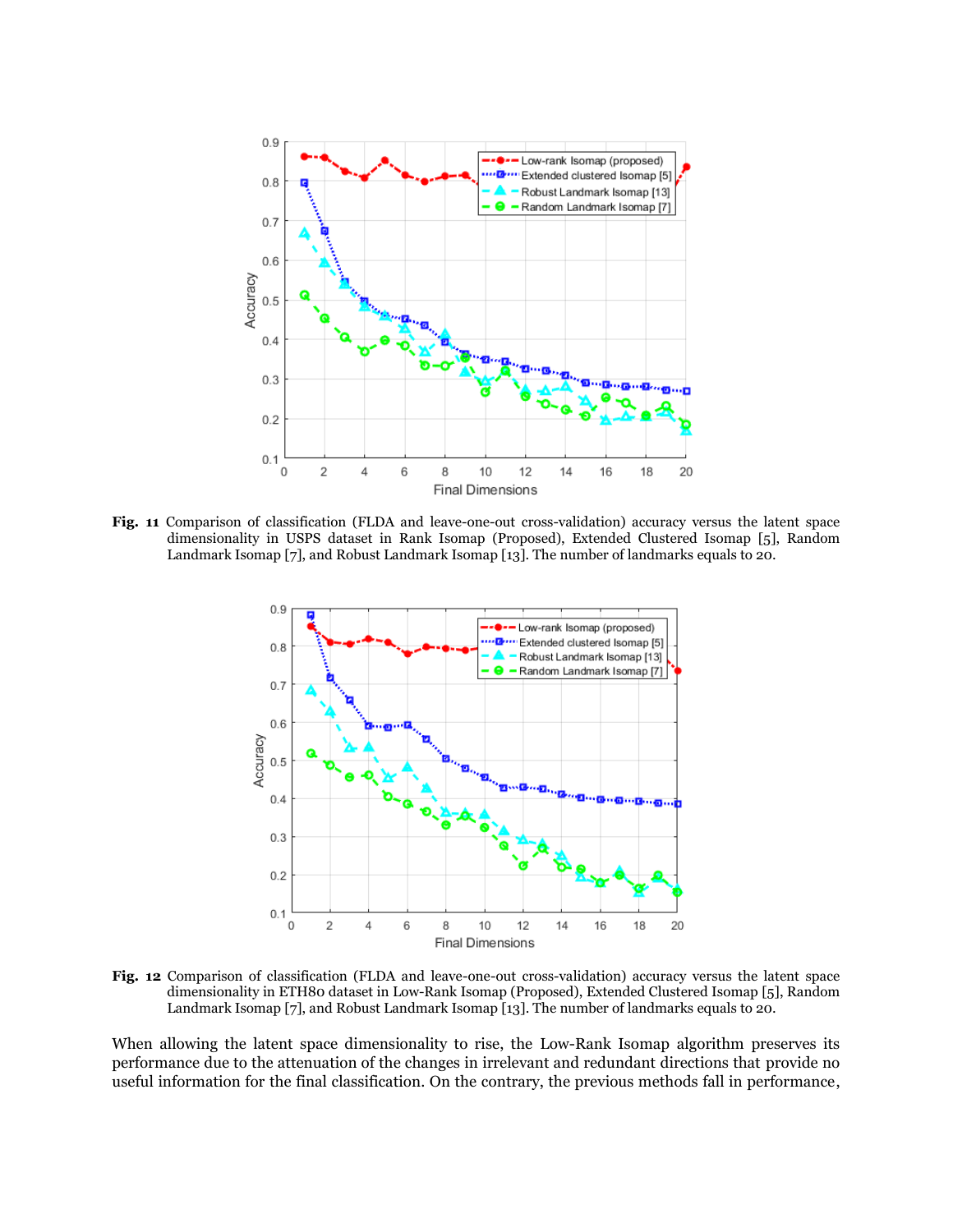**Fig. 11** Comparison of classification (FLDA and leave-one-out cross-validation) accuracy versus the latent space dimensionality in USPS dataset in Rank Isomap (Proposed), Extended Clustered Isomap [5], Random Landmark Isomap [7], and Robust Landmark Isomap [13]. The number of landmarks equals to 20.

**Fig. 12** Comparison of classification (FLDA and leave-one-out cross-validation) accuracy versus the latent space dimensionality in ETH80 dataset in Low-Rank Isomap (Proposed), Extended Clustered Isomap [5], Random Landmark Isomap [7], and Robust Landmark Isomap [13]. The number of landmarks equals to 20.

When allowing the latent space dimensionality to rise, the Low-Rank Isomap algorithm preserves its performance due to the attenuation of the changes in irrelevant and redundant directions that provide no useful information for the final classification. On the contrary, the previous methods fall in performance,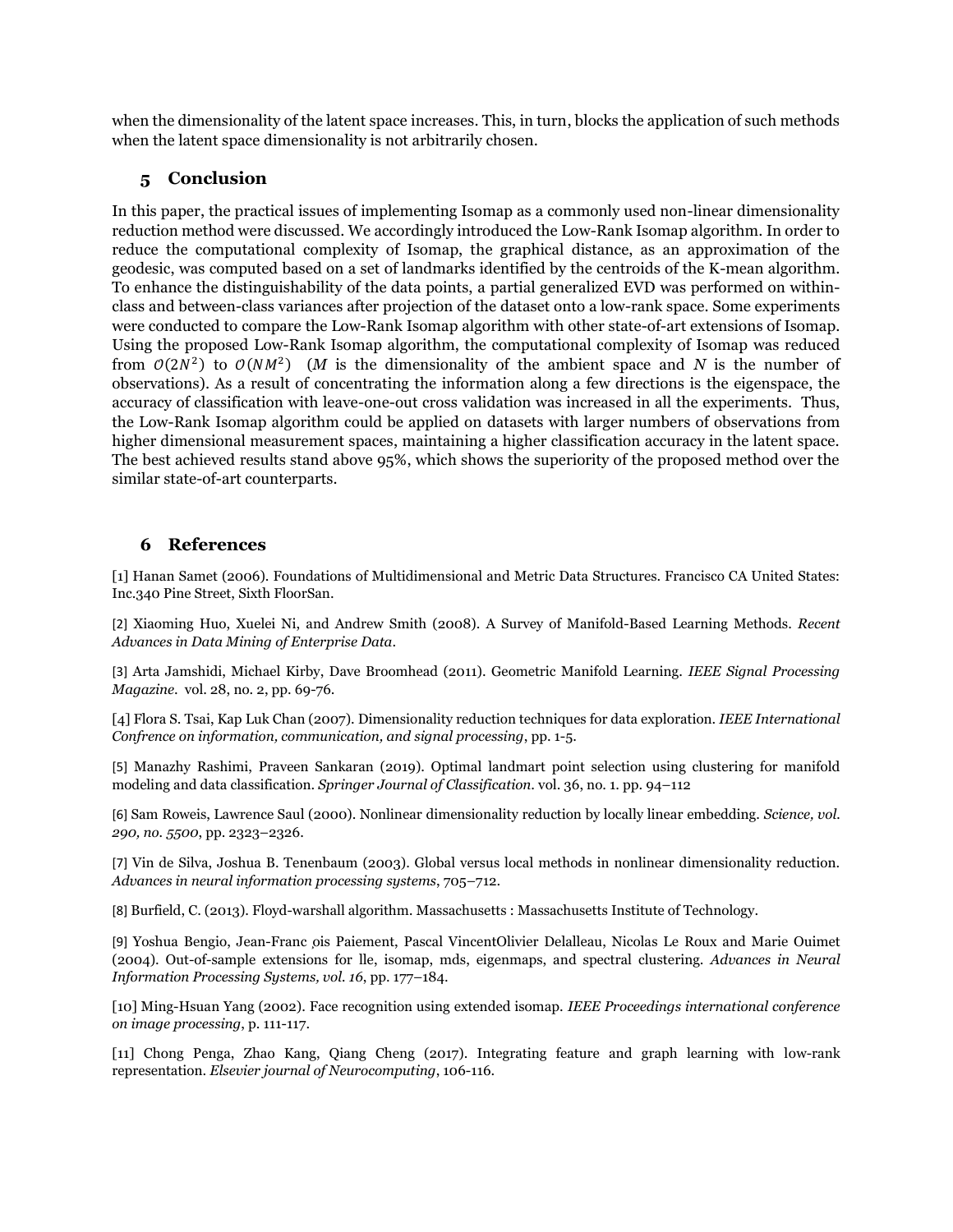when the dimensionality of the latent space increases. This, in turn, blocks the application of such methods when the latent space dimensionality is not arbitrarily chosen.

## 5 Conclusion

In this paper, the practical issues of implementing Isomap as a commonly used non-linear dimensionality reduction method were discussed. We accordingly introduced the Low-Rank Isomap algorithm. In order to reduce the computational complexity of Isomap, the graphical distance, as an approximation of the geodesic, was computed based on a set of landmarks identified by the centroids of the K-mean algorithm. To enhance the distinguishability of the data points, a partial generalized EVD was performed on within-class and between-class variances after projection of the dataset onto a low-rank space. Some experiments were conducted to compare the Low-Rank Isomap algorithm with other state-of-art extensions of Isomap. Using the proposed Low-Rank Isomap algorithm, the computational complexity of Isomap was reduced from $O(2N^2)$ to $O(NM^2)$ ($M$ is the dimensionality of the ambient space and $N$ is the number of observations). As a result of concentrating the information along a few directions is the eigenspace, the accuracy of classification with leave-one-out cross validation was increased in all the experiments. Thus, the Low-Rank Isomap algorithm could be applied on datasets with larger numbers of observations from higher dimensional measurement spaces, maintaining a higher classification accuracy in the latent space. The best achieved results stand above 95%, which shows the superiority of the proposed method over the similar state-of-art counterparts.

## 6 References

[1] Hanan Samet (2006). Foundations of Multidimensional and Metric Data Structures. Francisco CA United States: Inc.340 Pine Street, Sixth FloorSan.

[2] Xiaoming Huo, Xuelei Ni, and Andrew Smith (2008). A Survey of Manifold-Based Learning Methods. *Recent Advances in Data Mining of Enterprise Data*.

[3] Arta Jamshidi, Michael Kirby, Dave Broomhead (2011). Geometric Manifold Learning. *IEEE Signal Processing Magazine*. vol. 28, no. 2, pp. 69-76.

[4] Flora S. Tsai, Kap Luk Chan (2007). Dimensionality reduction techniques for data exploration. *IEEE International Confrence on information, communication, and signal processing*, pp. 1-5.

[5] Manazhy Rashimi, Praveen Sankaran (2019). Optimal landmart point selection using clustering for manifold modeling and data classification. *Springer Journal of Classification*. vol. 36, no. 1. pp. 94–112

[6] Sam Roweis, Lawrence Saul (2000). Nonlinear dimensionality reduction by locally linear embedding. *Science, vol. 290, no. 5500*, pp. 2323–2326.

[7] Vin de Silva, Joshua B. Tenenbaum (2003). Global versus local methods in nonlinear dimensionality reduction. *Advances in neural information processing systems*, 705–712.

[8] Burfield, C. (2013). Floyd-warshall algorithm. Massachusetts : Massachusetts Institute of Technology.

[9] Yoshua Bengio, Jean-Franc ̧ois Paiement, Pascal VincentOlivier Delalleau, Nicolas Le Roux and Marie Ouimet (2004). Out-of-sample extensions for lle, isomap, mds, eigenmaps, and spectral clustering. *Advances in Neural Information Processing Systems, vol. 16*, pp. 177–184.

[10] Ming-Hsuan Yang (2002). Face recognition using extended isomap. *IEEE Proceedings international conference on image processing*, p. 111-117.

[11] Chong Penga, Zhao Kang, Qiang Cheng (2017). Integrating feature and graph learning with low-rank representation. *Elsevier journal of Neurocomputing*, 106-116.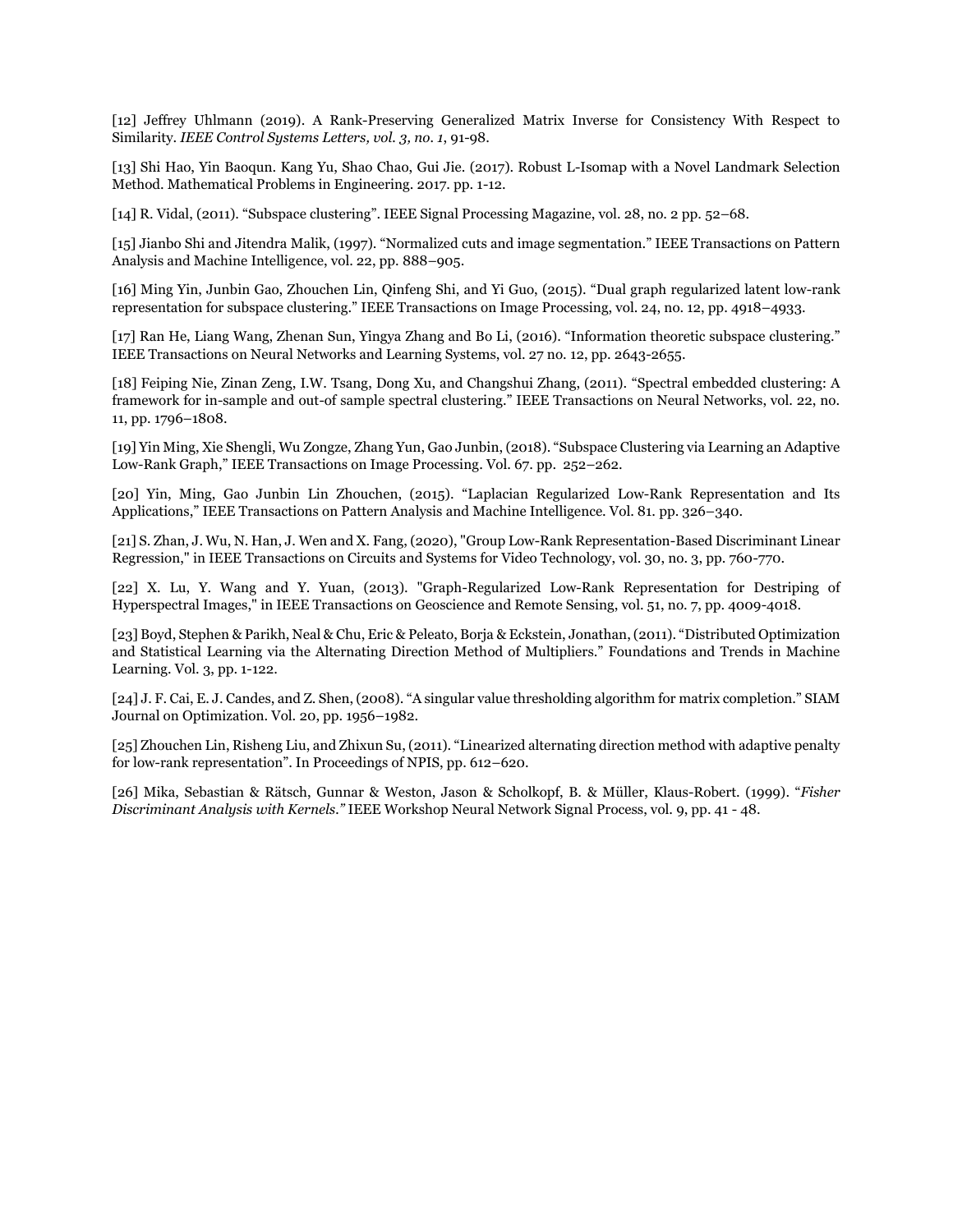[12] Jeffrey Uhlmann (2019). A Rank-Preserving Generalized Matrix Inverse for Consistency With Respect to Similarity. *IEEE Control Systems Letters, vol. 3, no. 1*, 91-98.

[13] Shi Hao, Yin Baoqun. Kang Yu, Shao Chao, Gui Jie. (2017). Robust L-Isomap with a Novel Landmark Selection Method. Mathematical Problems in Engineering. 2017. pp. 1-12.

[14] R. Vidal, (2011). "Subspace clustering". IEEE Signal Processing Magazine, vol. 28, no. 2 pp. 52–68.

[15] Jianbo Shi and Jitendra Malik, (1997). "Normalized cuts and image segmentation." IEEE Transactions on Pattern Analysis and Machine Intelligence, vol. 22, pp. 888–905.

[16] Ming Yin, Junbin Gao, Zhouchen Lin, Qinfeng Shi, and Yi Guo, (2015). "Dual graph regularized latent low-rank representation for subspace clustering." IEEE Transactions on Image Processing, vol. 24, no. 12, pp. 4918–4933.

[17] Ran He, Liang Wang, Zhenan Sun, Yingya Zhang and Bo Li, (2016). "Information theoretic subspace clustering." IEEE Transactions on Neural Networks and Learning Systems, vol. 27 no. 12, pp. 2643-2655.

[18] Feiping Nie, Zinan Zeng, I.W. Tsang, Dong Xu, and Changshui Zhang, (2011). "Spectral embedded clustering: A framework for in-sample and out-of sample spectral clustering." IEEE Transactions on Neural Networks, vol. 22, no. 11, pp. 1796–1808.

[19] Yin Ming, Xie Shengli, Wu Zongze, Zhang Yun, Gao Junbin, (2018). "Subspace Clustering via Learning an Adaptive Low-Rank Graph," IEEE Transactions on Image Processing. Vol. 67. pp. 252–262.

[20] Yin, Ming, Gao Junbin Lin Zhouchen, (2015). "Laplacian Regularized Low-Rank Representation and Its Applications," IEEE Transactions on Pattern Analysis and Machine Intelligence. Vol. 81. pp. 326–340.

[21] S. Zhan, J. Wu, N. Han, J. Wen and X. Fang, (2020), "Group Low-Rank Representation-Based Discriminant Linear Regression," in IEEE Transactions on Circuits and Systems for Video Technology, vol. 30, no. 3, pp. 760-770.

[22] X. Lu, Y. Wang and Y. Yuan, (2013). "Graph-Regularized Low-Rank Representation for Destriping of Hyperspectral Images," in IEEE Transactions on Geoscience and Remote Sensing, vol. 51, no. 7, pp. 4009-4018.

[23] Boyd, Stephen & Parikh, Neal & Chu, Eric & Peleato, Borja & Eckstein, Jonathan, (2011). "Distributed Optimization and Statistical Learning via the Alternating Direction Method of Multipliers." Foundations and Trends in Machine Learning. Vol. 3, pp. 1-122.

[24] J. F. Cai, E. J. Candes, and Z. Shen, (2008). "A singular value thresholding algorithm for matrix completion." SIAM Journal on Optimization. Vol. 20, pp. 1956–1982.

[25] Zhouchen Lin, Risheng Liu, and Zhixun Su, (2011). "Linearized alternating direction method with adaptive penalty for low-rank representation". In Proceedings of NPIS, pp. 612–620.

[26] Mika, Sebastian & Rätsch, Gunnar & Weston, Jason & Scholkopf, B. & Müller, Klaus-Robert. (1999). "*Fisher Discriminant Analysis with Kernels.*" IEEE Workshop Neural Network Signal Process, vol. 9, pp. 41 - 48.